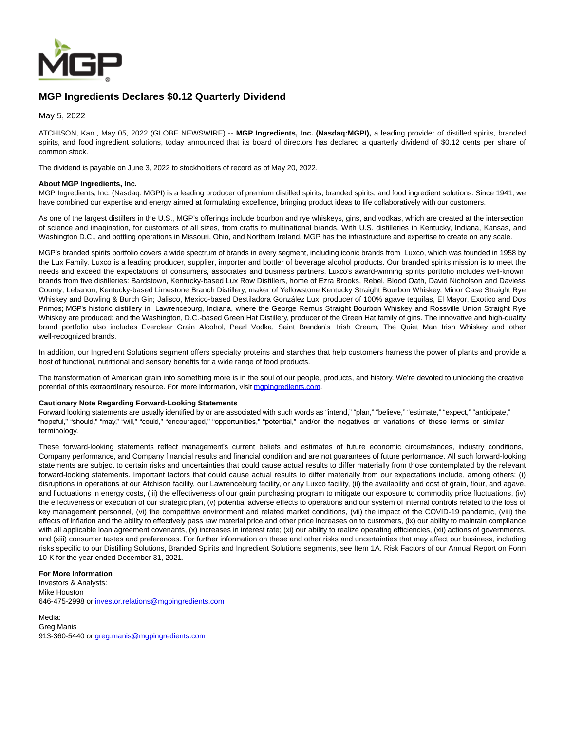# MGP Ingredients Declares $0.12 Quarterly Dividend

May 5, 2022

ATCHISON, Kan., May 05, 2022 (GLOBE NEWSWIRE) -- **MGP Ingredients, Inc. (Nasdaq:MGPI),** a leading provider of distilled spirits, branded spirits, and food ingredient solutions, today announced that its board of directors has declared a quarterly dividend of $0.12 cents per share of common stock.

The dividend is payable on June 3, 2022 to stockholders of record as of May 20, 2022.

**About MGP Ingredients, Inc.**
MGP Ingredients, Inc. (Nasdaq: MGPI) is a leading producer of premium distilled spirits, branded spirits, and food ingredient solutions. Since 1941, we have combined our expertise and energy aimed at formulating excellence, bringing product ideas to life collaboratively with our customers.

As one of the largest distillers in the U.S., MGP's offerings include bourbon and rye whiskeys, gins, and vodkas, which are created at the intersection of science and imagination, for customers of all sizes, from crafts to multinational brands. With U.S. distilleries in Kentucky, Indiana, Kansas, and Washington D.C., and bottling operations in Missouri, Ohio, and Northern Ireland, MGP has the infrastructure and expertise to create on any scale.

MGP's branded spirits portfolio covers a wide spectrum of brands in every segment, including iconic brands from Luxco, which was founded in 1958 by the Lux Family. Luxco is a leading producer, supplier, importer and bottler of beverage alcohol products. Our branded spirits mission is to meet the needs and exceed the expectations of consumers, associates and business partners. Luxco's award-winning spirits portfolio includes well-known brands from five distilleries: Bardstown, Kentucky-based Lux Row Distillers, home of Ezra Brooks, Rebel, Blood Oath, David Nicholson and Daviess County; Lebanon, Kentucky-based Limestone Branch Distillery, maker of Yellowstone Kentucky Straight Bourbon Whiskey, Minor Case Straight Rye Whiskey and Bowling & Burch Gin; Jalisco, Mexico-based Destiladora González Lux, producer of 100% agave tequilas, El Mayor, Exotico and Dos Primos; MGP's historic distillery in Lawrenceburg, Indiana, where the George Remus Straight Bourbon Whiskey and Rossville Union Straight Rye Whiskey are produced; and the Washington, D.C.-based Green Hat Distillery, producer of the Green Hat family of gins. The innovative and high-quality brand portfolio also includes Everclear Grain Alcohol, Pearl Vodka, Saint Brendan's Irish Cream, The Quiet Man Irish Whiskey and other well-recognized brands.

In addition, our Ingredient Solutions segment offers specialty proteins and starches that help customers harness the power of plants and provide a host of functional, nutritional and sensory benefits for a wide range of food products.

The transformation of American grain into something more is in the soul of our people, products, and history. We're devoted to unlocking the creative potential of this extraordinary resource. For more information, visit mgpingredients.com.

**Cautionary Note Regarding Forward-Looking Statements**
Forward looking statements are usually identified by or are associated with such words as "intend," "plan," "believe," "estimate," "expect," "anticipate," "hopeful," "should," "may," "will," "could," "encouraged," "opportunities," "potential," and/or the negatives or variations of these terms or similar terminology.

These forward-looking statements reflect management's current beliefs and estimates of future economic circumstances, industry conditions, Company performance, and Company financial results and financial condition and are not guarantees of future performance. All such forward-looking statements are subject to certain risks and uncertainties that could cause actual results to differ materially from those contemplated by the relevant forward-looking statements. Important factors that could cause actual results to differ materially from our expectations include, among others: (i) disruptions in operations at our Atchison facility, our Lawrenceburg facility, or any Luxco facility, (ii) the availability and cost of grain, flour, and agave, and fluctuations in energy costs, (iii) the effectiveness of our grain purchasing program to mitigate our exposure to commodity price fluctuations, (iv) the effectiveness or execution of our strategic plan, (v) potential adverse effects to operations and our system of internal controls related to the loss of key management personnel, (vi) the competitive environment and related market conditions, (vii) the impact of the COVID-19 pandemic, (viii) the effects of inflation and the ability to effectively pass raw material price and other price increases on to customers, (ix) our ability to maintain compliance with all applicable loan agreement covenants, (x) increases in interest rate; (xi) our ability to realize operating efficiencies, (xii) actions of governments, and (xiii) consumer tastes and preferences. For further information on these and other risks and uncertainties that may affect our business, including risks specific to our Distilling Solutions, Branded Spirits and Ingredient Solutions segments, see Item 1A. Risk Factors of our Annual Report on Form 10-K for the year ended December 31, 2021.

**For More Information**
Investors & Analysts:
Mike Houston
646-475-2998 or investor.relations@mgpingredients.com

Media:
Greg Manis
913-360-5440 or greg.manis@mgpingredients.com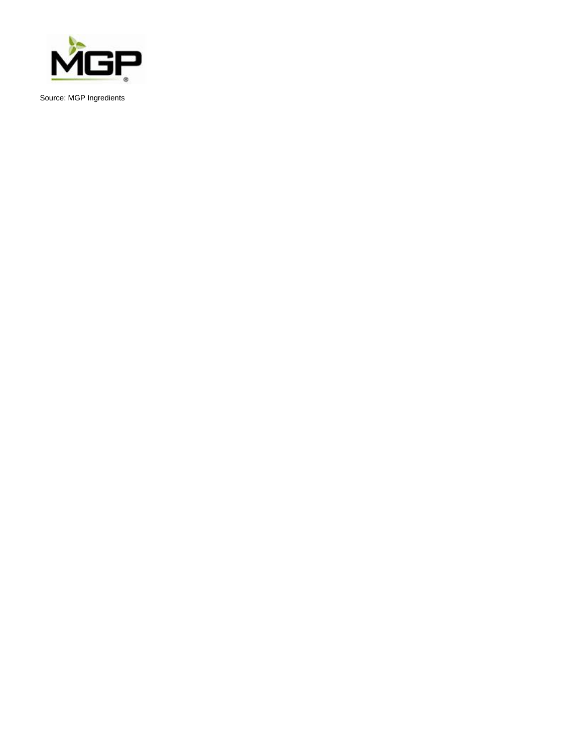Source: MGP Ingredients